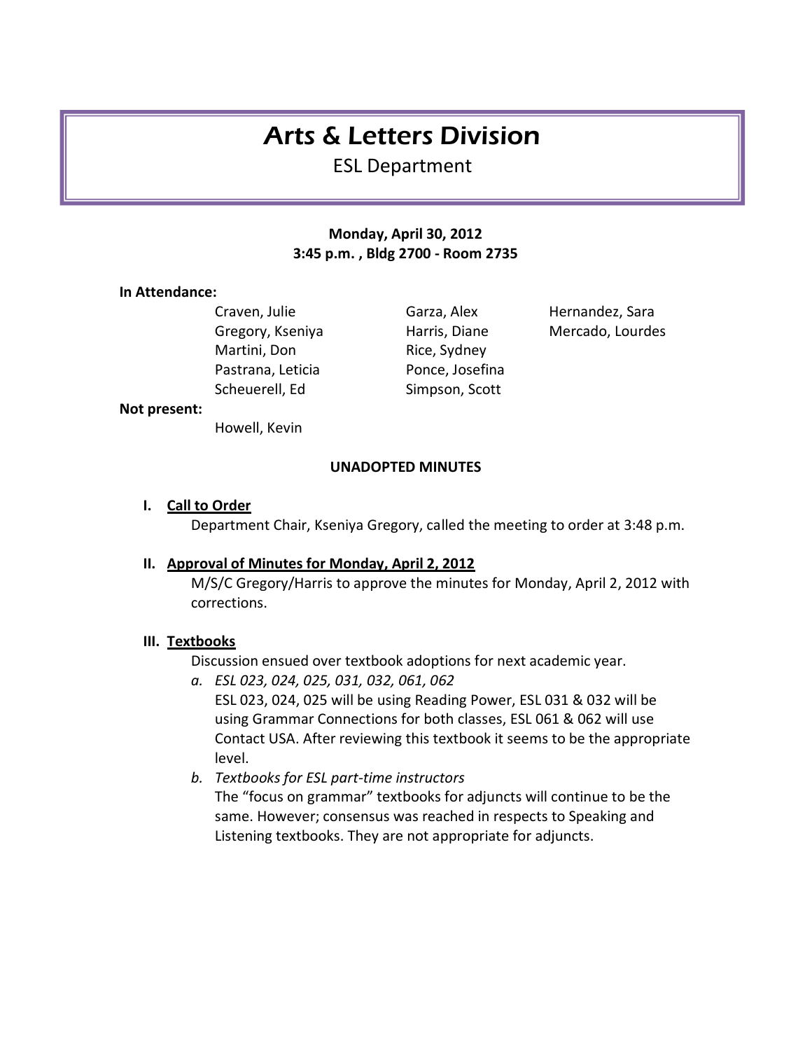# Arts & Letters Division

## ESL Department

**Monday, April 30, 2012**
**3:45 p.m. , Bldg 2700 - Room 2735**

**In Attendance:**

| | | |
|---|---|---|
| Craven, Julie | Garza, Alex | Hernandez, Sara |
| Gregory, Kseniya | Harris, Diane | Mercado, Lourdes |
| Martini, Don | Rice, Sydney | |
| Pastrana, Leticia | Ponce, Josefina | |
| Scheuerell, Ed | Simpson, Scott | |

**Not present:**

Howell, Kevin

**UNADOPTED MINUTES**

**I. <u>Call to Order</u>**

Department Chair, Kseniya Gregory, called the meeting to order at 3:48 p.m.

**II. <u>Approval of Minutes for Monday, April 2, 2012</u>**

M/S/C Gregory/Harris to approve the minutes for Monday, April 2, 2012 with corrections.

**III. <u>Textbooks</u>**

Discussion ensued over textbook adoptions for next academic year.

a. *ESL 023, 024, 025, 031, 032, 061, 062*

ESL 023, 024, 025 will be using Reading Power, ESL 031 & 032 will be using Grammar Connections for both classes, ESL 061 & 062 will use Contact USA. After reviewing this textbook it seems to be the appropriate level.

b. *Textbooks for ESL part-time instructors*

The "focus on grammar" textbooks for adjuncts will continue to be the same. However; consensus was reached in respects to Speaking and Listening textbooks. They are not appropriate for adjuncts.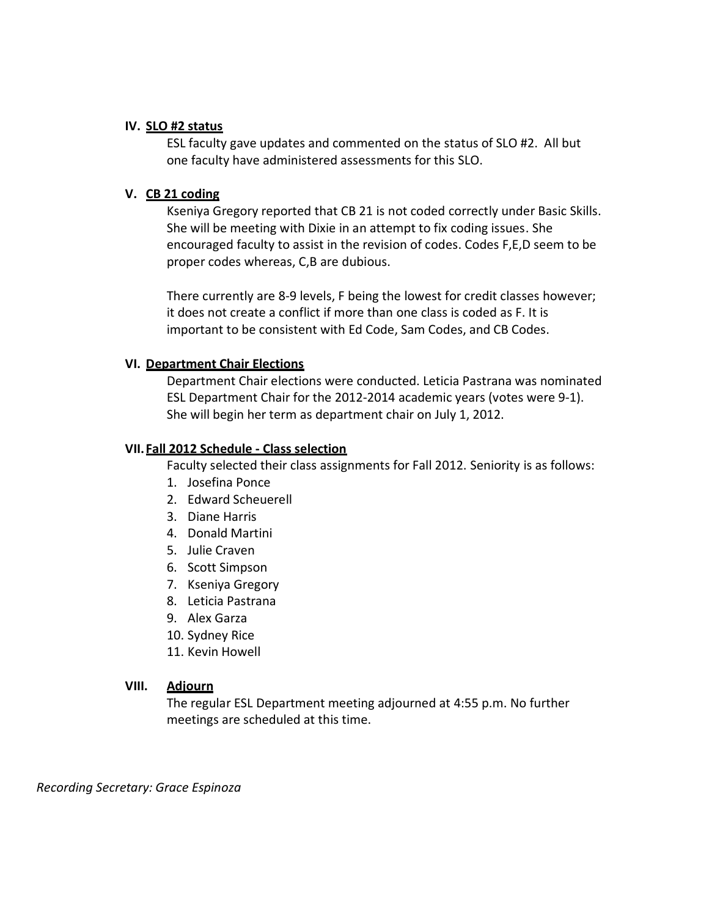## IV. SLO #2 status

ESL faculty gave updates and commented on the status of SLO #2. All but one faculty have administered assessments for this SLO.

## V. CB 21 coding

Kseniya Gregory reported that CB 21 is not coded correctly under Basic Skills. She will be meeting with Dixie in an attempt to fix coding issues. She encouraged faculty to assist in the revision of codes. Codes F,E,D seem to be proper codes whereas, C,B are dubious.

There currently are 8-9 levels, F being the lowest for credit classes however; it does not create a conflict if more than one class is coded as F. It is important to be consistent with Ed Code, Sam Codes, and CB Codes.

## VI. Department Chair Elections

Department Chair elections were conducted. Leticia Pastrana was nominated ESL Department Chair for the 2012-2014 academic years (votes were 9-1). She will begin her term as department chair on July 1, 2012.

## VII. Fall 2012 Schedule - Class selection

Faculty selected their class assignments for Fall 2012. Seniority is as follows:

1. Josefina Ponce
2. Edward Scheuerell
3. Diane Harris
4. Donald Martini
5. Julie Craven
6. Scott Simpson
7. Kseniya Gregory
8. Leticia Pastrana
9. Alex Garza
10. Sydney Rice
11. Kevin Howell

## VIII. Adjourn

The regular ESL Department meeting adjourned at 4:55 p.m. No further meetings are scheduled at this time.

*Recording Secretary: Grace Espinoza*